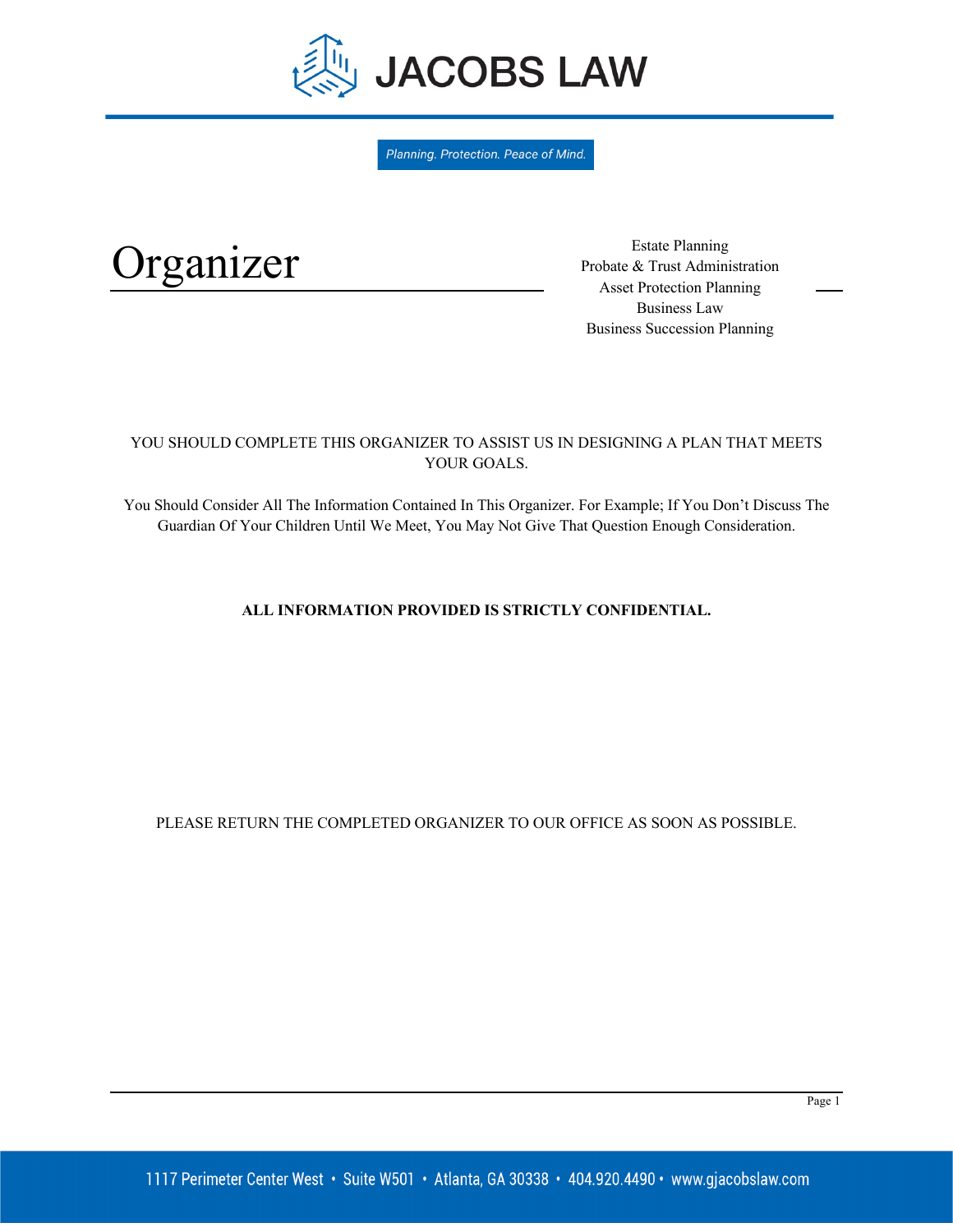# JACOBS LAW

*Planning. Protection. Peace of Mind.*

# Organizer

Estate Planning
Probate & Trust Administration
Asset Protection Planning
Business Law
Business Succession Planning

YOU SHOULD COMPLETE THIS ORGANIZER TO ASSIST US IN DESIGNING A PLAN THAT MEETS YOUR GOALS.

You Should Consider All The Information Contained In This Organizer. For Example; If You Don't Discuss The Guardian Of Your Children Until We Meet, You May Not Give That Question Enough Consideration.

**ALL INFORMATION PROVIDED IS STRICTLY CONFIDENTIAL.**

PLEASE RETURN THE COMPLETED ORGANIZER TO OUR OFFICE AS SOON AS POSSIBLE.

1117 Perimeter Center West • Suite W501 • Atlanta, GA 30338 • 404.920.4490 • www.gjacobslaw.com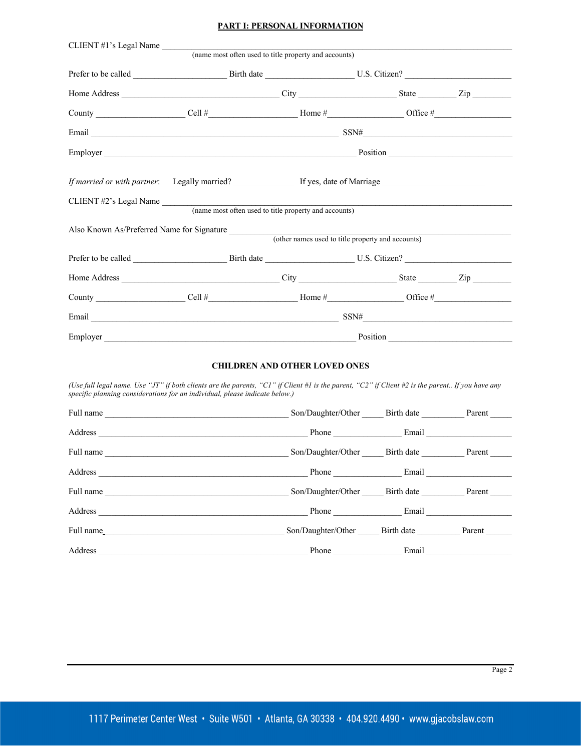## PART I: PERSONAL INFORMATION

CLIENT #1's Legal Name ______________________________________________________________
(name most often used to title property and accounts)

Prefer to be called ____________________ Birth date ___________________ U.S. Citizen? ______________________

Home Address ____________________________________ City ______________________ State ________ Zip ________

County ____________________ Cell #____________________ Home #_________________ Office #_________________

Email ________________________________________________________ SSN#________________________________

Employer _________________________________________________________ Position ___________________________

*If married or with partner*: Legally married? _____________ If yes, date of Marriage _______________________

CLIENT #2's Legal Name ______________________________________________________________
(name most often used to title property and accounts)

Also Known As/Preferred Name for Signature __________________________________________________
(other names used to title property and accounts)

Prefer to be called ____________________ Birth date ___________________ U.S. Citizen? ______________________

Home Address ____________________________________ City ______________________ State ________ Zip ________

County ____________________ Cell #____________________ Home #_________________ Office #_________________

Email ________________________________________________________ SSN#________________________________

Employer _________________________________________________________ Position ___________________________

### CHILDREN AND OTHER LOVED ONES

*(Use full legal name. Use "JT" if both clients are the parents, "C1" if Client #1 is the parent, "C2" if Client #2 is the parent.. If you have any specific planning considerations for an individual, please indicate below.)*

Full name __________________________________________ Son/Daughter/Other _____ Birth date _________ Parent _____

Address ________________________________________________ Phone _______________ Email ___________________

Full name __________________________________________ Son/Daughter/Other _____ Birth date _________ Parent _____

Address ________________________________________________ Phone _______________ Email ___________________

Full name __________________________________________ Son/Daughter/Other _____ Birth date _________ Parent _____

Address ________________________________________________ Phone _______________ Email ___________________

Full name__________________________________________ Son/Daughter/Other _____ Birth date _________ Parent ______

Address ________________________________________________ Phone _______________ Email ___________________

1117 Perimeter Center West • Suite W501 • Atlanta, GA 30338 • 404.920.4490 • www.gjacobslaw.com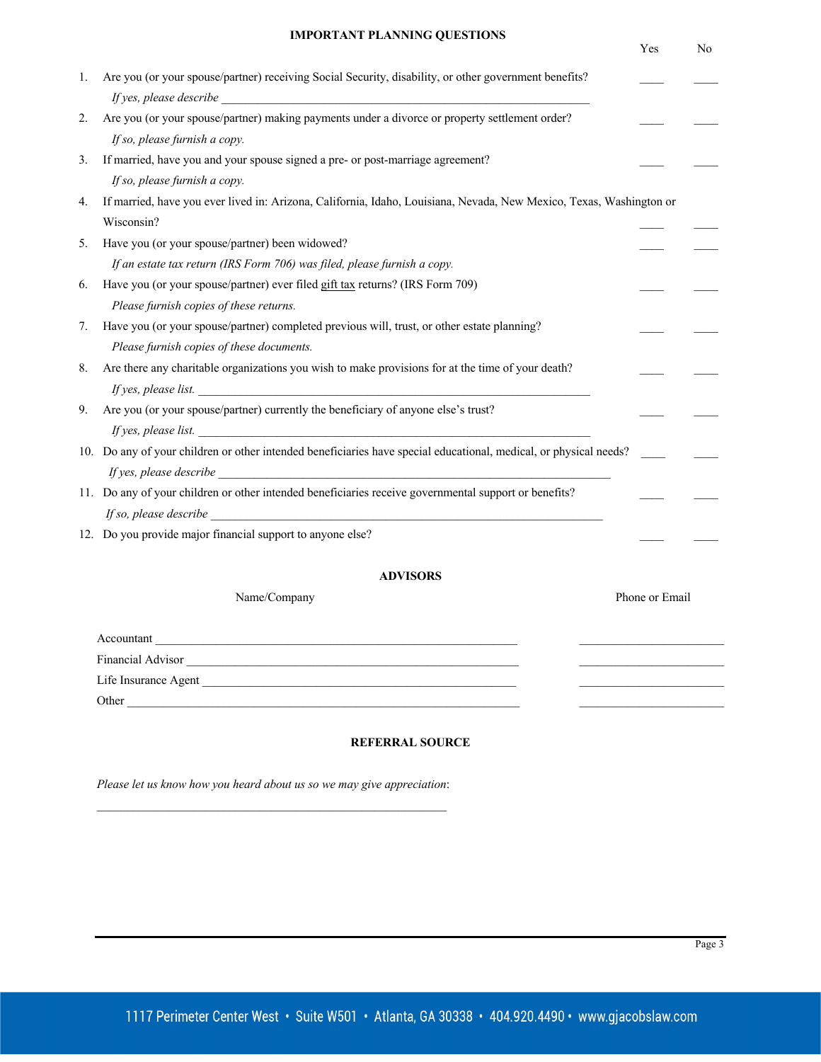## IMPORTANT PLANNING QUESTIONS

| | Question | Yes | No |
|---|---|---|---|
| 1. | Are you (or your spouse/partner) receiving Social Security, disability, or other government benefits?<br>*If yes, please describe* ______________________________ | ____ | ____ |
| 2. | Are you (or your spouse/partner) making payments under a divorce or property settlement order?<br>*If so, please furnish a copy.* | ____ | ____ |
| 3. | If married, have you and your spouse signed a pre- or post-marriage agreement?<br>*If so, please furnish a copy.* | ____ | ____ |
| 4. | If married, have you ever lived in: Arizona, California, Idaho, Louisiana, Nevada, New Mexico, Texas, Washington or Wisconsin? | ____ | ____ |
| 5. | Have you (or your spouse/partner) been widowed?<br>*If an estate tax return (IRS Form 706) was filed, please furnish a copy.* | ____ | ____ |
| 6. | Have you (or your spouse/partner) ever filed gift tax returns? (IRS Form 709)<br>*Please furnish copies of these returns.* | ____ | ____ |
| 7. | Have you (or your spouse/partner) completed previous will, trust, or other estate planning?<br>*Please furnish copies of these documents.* | ____ | ____ |
| 8. | Are there any charitable organizations you wish to make provisions for at the time of your death?<br>*If yes, please list.* ______________________________ | ____ | ____ |
| 9. | Are you (or your spouse/partner) currently the beneficiary of anyone else's trust?<br>*If yes, please list.* ______________________________ | ____ | ____ |
| 10. | Do any of your children or other intended beneficiaries have special educational, medical, or physical needs?<br>*If yes, please describe* ______________________________ | ____ | ____ |
| 11. | Do any of your children or other intended beneficiaries receive governmental support or benefits?<br>*If so, please describe* ______________________________ | ____ | ____ |
| 12. | Do you provide major financial support to anyone else? | ____ | ____ |

## ADVISORS

| | Name/Company | Phone or Email |
|---|---|---|
| Accountant | ______________________________ | ____________________ |
| Financial Advisor | ______________________________ | ____________________ |
| Life Insurance Agent | ______________________________ | ____________________ |
| Other | ______________________________ | ____________________ |

## REFERRAL SOURCE

*Please let us know how you heard about us so we may give appreciation*:

______________________________________________

1117 Perimeter Center West • Suite W501 • Atlanta, GA 30338 • 404.920.4490 • www.gjacobslaw.com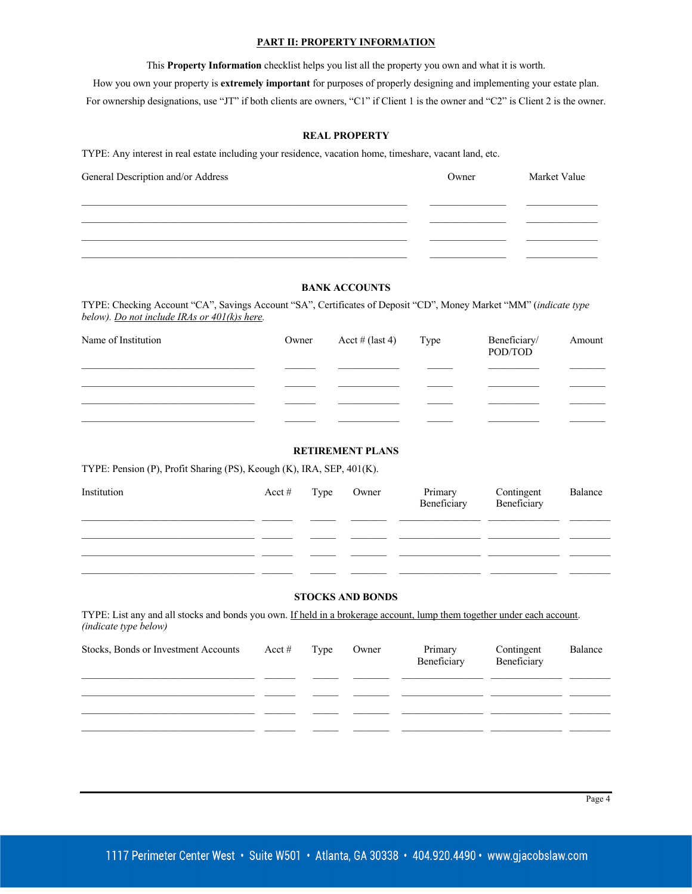## PART II: PROPERTY INFORMATION

This **Property Information** checklist helps you list all the property you own and what it is worth.

How you own your property is **extremely important** for purposes of properly designing and implementing your estate plan.

For ownership designations, use “JT” if both clients are owners, “C1” if Client 1 is the owner and “C2” is Client 2 is the owner.

### REAL PROPERTY

TYPE: Any interest in real estate including your residence, vacation home, timeshare, vacant land, etc.

| General Description and/or Address | Owner | Market Value |
| --- | --- | --- |
| | | |
| | | |
| | | |
| | | |

### BANK ACCOUNTS

TYPE: Checking Account “CA”, Savings Account “SA”, Certificates of Deposit “CD”, Money Market “MM” (*indicate type below*). Do not include IRAs or 401(k)s here.

| Name of Institution | Owner | Acct # (last 4) | Type | Beneficiary/ POD/TOD | Amount |
| --- | --- | --- | --- | --- | --- |
| | | | | | |
| | | | | | |
| | | | | | |
| | | | | | |

### RETIREMENT PLANS

TYPE: Pension (P), Profit Sharing (PS), Keough (K), IRA, SEP, 401(K).

| Institution | Acct # | Type | Owner | Primary Beneficiary | Contingent Beneficiary | Balance |
| --- | --- | --- | --- | --- | --- | --- |
| | | | | | | |
| | | | | | | |
| | | | | | | |
| | | | | | | |

### STOCKS AND BONDS

TYPE: List any and all stocks and bonds you own. If held in a brokerage account, lump them together under each account. *(indicate type below)*

| Stocks, Bonds or Investment Accounts | Acct # | Type | Owner | Primary Beneficiary | Contingent Beneficiary | Balance |
| --- | --- | --- | --- | --- | --- | --- |
| | | | | | | |
| | | | | | | |
| | | | | | | |
| | | | | | | |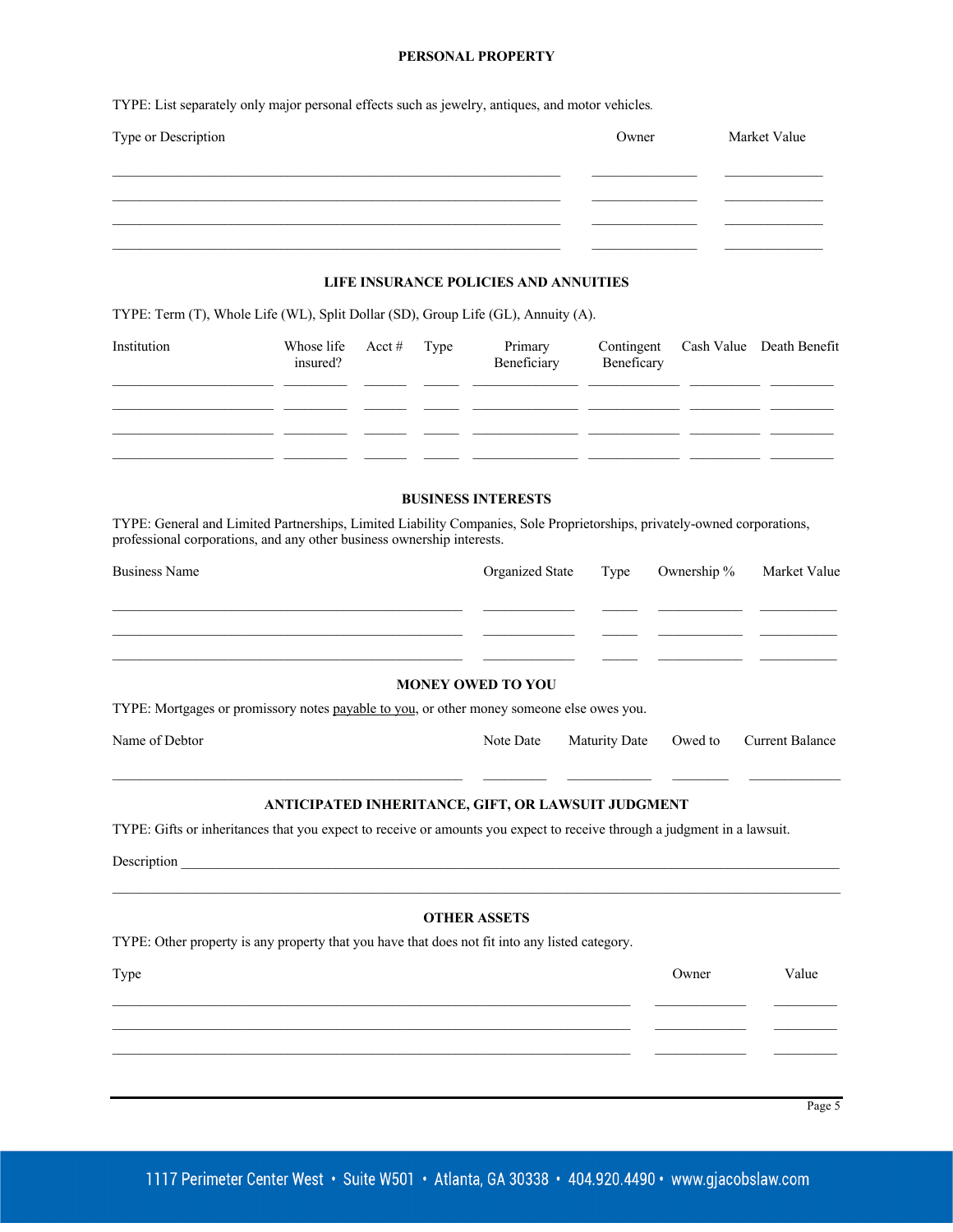## PERSONAL PROPERTY

TYPE: List separately only major personal effects such as jewelry, antiques, and motor vehicles.

| Type or Description | Owner | Market Value |
|---|---|---|
| | | |
| | | |
| | | |
| | | |

## LIFE INSURANCE POLICIES AND ANNUITIES

TYPE: Term (T), Whole Life (WL), Split Dollar (SD), Group Life (GL), Annuity (A).

| Institution | Whose life insured? | Acct # | Type | Primary Beneficiary | Contingent Beneficary | Cash Value | Death Benefit |
|---|---|---|---|---|---|---|---|
| | | | | | | | |
| | | | | | | | |
| | | | | | | | |
| | | | | | | | |

## BUSINESS INTERESTS

TYPE: General and Limited Partnerships, Limited Liability Companies, Sole Proprietorships, privately-owned corporations, professional corporations, and any other business ownership interests.

| Business Name | Organized State | Type | Ownership % | Market Value |
|---|---|---|---|---|
| | | | | |
| | | | | |
| | | | | |

## MONEY OWED TO YOU

TYPE: Mortgages or promissory notes payable to you, or other money someone else owes you.

| Name of Debtor | Note Date | Maturity Date | Owed to | Current Balance |
|---|---|---|---|---|
| | | | | |

## ANTICIPATED INHERITANCE, GIFT, OR LAWSUIT JUDGMENT

TYPE: Gifts or inheritances that you expect to receive or amounts you expect to receive through a judgment in a lawsuit.

Description ______________________________________________________________________________

______________________________________________________________________________________

## OTHER ASSETS

TYPE: Other property is any property that you have that does not fit into any listed category.

| Type | Owner | Value |
|---|---|---|
| | | |
| | | |
| | | |

1117 Perimeter Center West • Suite W501 • Atlanta, GA 30338 • 404.920.4490 • www.gjacobslaw.com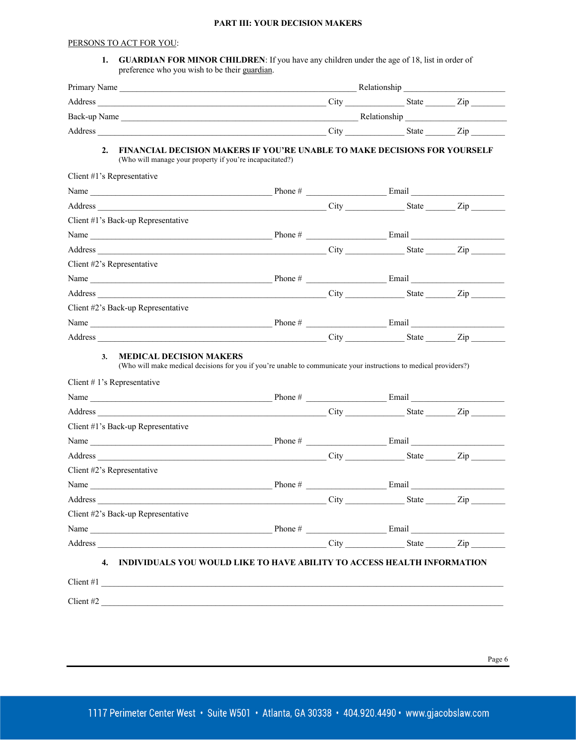## PART III: YOUR DECISION MAKERS

PERSONS TO ACT FOR YOU:

1. **GUARDIAN FOR MINOR CHILDREN**: If you have any children under the age of 18, list in order of preference who you wish to be their guardian.

Primary Name ______________________________________________ Relationship ____________________

Address ______________________________________________ City ____________ State ______ Zip _______

Back-up Name ______________________________________________ Relationship ____________________

Address ______________________________________________ City ____________ State ______ Zip _______

2. **FINANCIAL DECISION MAKERS IF YOU'RE UNABLE TO MAKE DECISIONS FOR YOURSELF**
(Who will manage your property if you're incapacitated?)

Client #1's Representative

Name ____________________________________ Phone # ________________ Email ____________________

Address ______________________________________________ City ____________ State ______ Zip _______

Client #1's Back-up Representative

Name ____________________________________ Phone # ________________ Email ____________________

Address ______________________________________________ City ____________ State ______ Zip _______

Client #2's Representative

Name ____________________________________ Phone # ________________ Email ____________________

Address ______________________________________________ City ____________ State ______ Zip _______

Client #2's Back-up Representative

Name ____________________________________ Phone # ________________ Email ____________________

Address ______________________________________________ City ____________ State ______ Zip _______

3. **MEDICAL DECISION MAKERS**
(Who will make medical decisions for you if you're unable to communicate your instructions to medical providers?)

Client # 1's Representative

Name ____________________________________ Phone # ________________ Email ____________________

Address ______________________________________________ City ____________ State ______ Zip _______

Client #1's Back-up Representative

Name ____________________________________ Phone # ________________ Email ____________________

Address ______________________________________________ City ____________ State ______ Zip _______

Client #2's Representative

Name ____________________________________ Phone # ________________ Email ____________________

Address ______________________________________________ City ____________ State ______ Zip _______

Client #2's Back-up Representative

Name ____________________________________ Phone # ________________ Email ____________________

Address ______________________________________________ City ____________ State ______ Zip _______

4. **INDIVIDUALS YOU WOULD LIKE TO HAVE ABILITY TO ACCESS HEALTH INFORMATION**

Client #1 ________________________________________________________________________________

Client #2 ________________________________________________________________________________

1117 Perimeter Center West • Suite W501 • Atlanta, GA 30338 • 404.920.4490 • www.gjacobslaw.com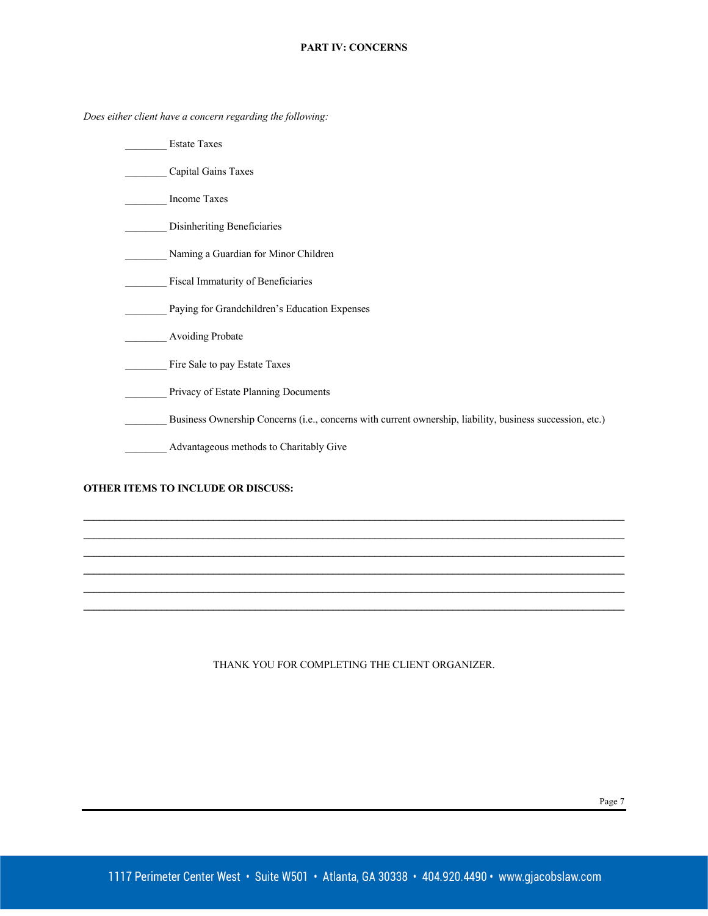## PART IV: CONCERNS

*Does either client have a concern regarding the following:*

________ Estate Taxes

________ Capital Gains Taxes

________ Income Taxes

________ Disinheriting Beneficiaries

________ Naming a Guardian for Minor Children

________ Fiscal Immaturity of Beneficiaries

________ Paying for Grandchildren's Education Expenses

________ Avoiding Probate

________ Fire Sale to pay Estate Taxes

________ Privacy of Estate Planning Documents

________ Business Ownership Concerns (i.e., concerns with current ownership, liability, business succession, etc.)

________ Advantageous methods to Charitably Give

**OTHER ITEMS TO INCLUDE OR DISCUSS:**

______________________________________________________________________________

______________________________________________________________________________

______________________________________________________________________________

______________________________________________________________________________

______________________________________________________________________________

______________________________________________________________________________

THANK YOU FOR COMPLETING THE CLIENT ORGANIZER.

1117 Perimeter Center West • Suite W501 • Atlanta, GA 30338 • 404.920.4490 • www.gjacobslaw.com